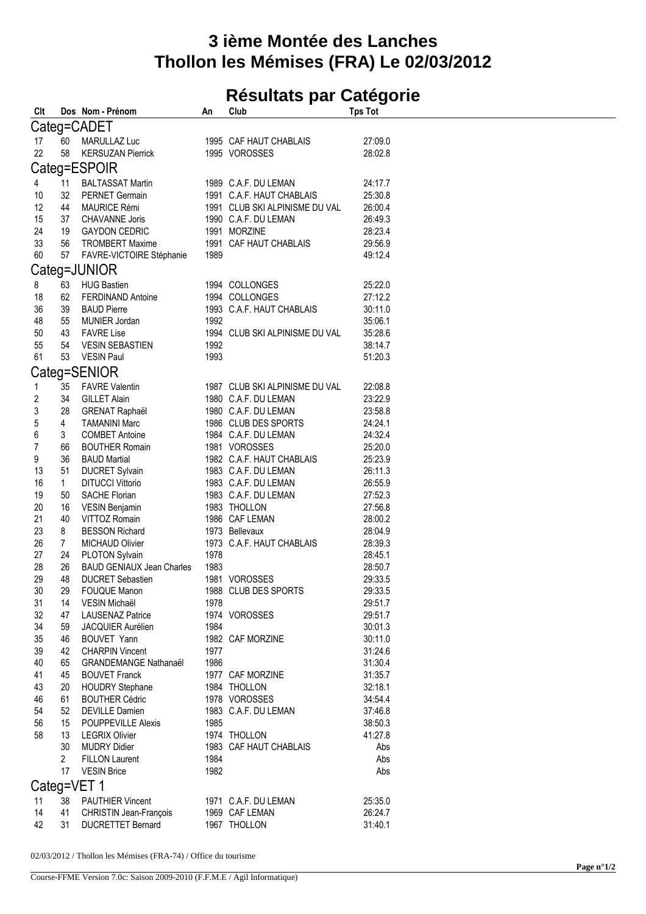# 3 ième Montée des Lanches
# Thollon les Mémises (FRA) Le 02/03/2012

## Résultats par Catégorie

| Clt | Dos | Nom - Prénom | An | Club | Tps Tot |
|---|---|---|---|---|---|
| **Categ=CADET** | | | | | |
| 17 | 60 | MARULLAZ Luc | 1995 | CAF HAUT CHABLAIS | 27:09.0 |
| 22 | 58 | KERSUZAN Pierrick | 1995 | VOROSSES | 28:02.8 |
| **Categ=ESPOIR** | | | | | |
| 4 | 11 | BALTASSAT Martin | 1989 | C.A.F. DU LEMAN | 24:17.7 |
| 10 | 32 | PERNET Germain | 1991 | C.A.F. HAUT CHABLAIS | 25:30.8 |
| 12 | 44 | MAURICE Rémi | 1991 | CLUB SKI ALPINISME DU VAL | 26:00.4 |
| 15 | 37 | CHAVANNE Joris | 1990 | C.A.F. DU LEMAN | 26:49.3 |
| 24 | 19 | GAYDON CEDRIC | 1991 | MORZINE | 28:23.4 |
| 33 | 56 | TROMBERT Maxime | 1991 | CAF HAUT CHABLAIS | 29:56.9 |
| 60 | 57 | FAVRE-VICTOIRE Stéphanie | 1989 | | 49:12.4 |
| **Categ=JUNIOR** | | | | | |
| 8 | 63 | HUG Bastien | 1994 | COLLONGES | 25:22.0 |
| 18 | 62 | FERDINAND Antoine | 1994 | COLLONGES | 27:12.2 |
| 36 | 39 | BAUD Pierre | 1993 | C.A.F. HAUT CHABLAIS | 30:11.0 |
| 48 | 55 | MUNIER Jordan | 1992 | | 35:06.1 |
| 50 | 43 | FAVRE Lise | 1994 | CLUB SKI ALPINISME DU VAL | 35:28.6 |
| 55 | 54 | VESIN SEBASTIEN | 1992 | | 38:14.7 |
| 61 | 53 | VESIN Paul | 1993 | | 51:20.3 |
| **Categ=SENIOR** | | | | | |
| 1 | 35 | FAVRE Valentin | 1987 | CLUB SKI ALPINISME DU VAL | 22:08.8 |
| 2 | 34 | GILLET Alain | 1980 | C.A.F. DU LEMAN | 23:22.9 |
| 3 | 28 | GRENAT Raphaël | 1980 | C.A.F. DU LEMAN | 23:58.8 |
| 5 | 4 | TAMANINI Marc | 1986 | CLUB DES SPORTS | 24:24.1 |
| 6 | 3 | COMBET Antoine | 1984 | C.A.F. DU LEMAN | 24:32.4 |
| 7 | 66 | BOUTHER Romain | 1981 | VOROSSES | 25:20.0 |
| 9 | 36 | BAUD Martial | 1982 | C.A.F. HAUT CHABLAIS | 25:23.9 |
| 13 | 51 | DUCRET Sylvain | 1983 | C.A.F. DU LEMAN | 26:11.3 |
| 16 | 1 | DITUCCI Vittorio | 1983 | C.A.F. DU LEMAN | 26:55.9 |
| 19 | 50 | SACHE Florian | 1983 | C.A.F. DU LEMAN | 27:52.3 |
| 20 | 16 | VESIN Benjamin | 1983 | THOLLON | 27:56.8 |
| 21 | 40 | VITTOZ Romain | 1986 | CAF LEMAN | 28:00.2 |
| 23 | 8 | BESSON Richard | 1973 | Bellevaux | 28:04.9 |
| 26 | 7 | MICHAUD Olivier | 1973 | C.A.F. HAUT CHABLAIS | 28:39.3 |
| 27 | 24 | PLOTON Sylvain | 1978 | | 28:45.1 |
| 28 | 26 | BAUD GENIAUX Jean Charles | 1983 | | 28:50.7 |
| 29 | 48 | DUCRET Sebastien | 1981 | VOROSSES | 29:33.5 |
| 30 | 29 | FOUQUE Manon | 1988 | CLUB DES SPORTS | 29:33.5 |
| 31 | 14 | VESIN Michaël | 1978 | | 29:51.7 |
| 32 | 47 | LAUSENAZ Patrice | 1974 | VOROSSES | 29:51.7 |
| 34 | 59 | JACQUIER Aurélien | 1984 | | 30:01.3 |
| 35 | 46 | BOUVET Yann | 1982 | CAF MORZINE | 30:11.0 |
| 39 | 42 | CHARPIN Vincent | 1977 | | 31:24.6 |
| 40 | 65 | GRANDEMANGE Nathanaël | 1986 | | 31:30.4 |
| 41 | 45 | BOUVET Franck | 1977 | CAF MORZINE | 31:35.7 |
| 43 | 20 | HOUDRY Stephane | 1984 | THOLLON | 32:18.1 |
| 46 | 61 | BOUTHER Cédric | 1978 | VOROSSES | 34:54.4 |
| 54 | 52 | DEVILLE Damien | 1983 | C.A.F. DU LEMAN | 37:46.8 |
| 56 | 15 | POUPPEVILLE Alexis | 1985 | | 38:50.3 |
| 58 | 13 | LEGRIX Olivier | 1974 | THOLLON | 41:27.8 |
| | 30 | MUDRY Didier | 1983 | CAF HAUT CHABLAIS | Abs |
| | 2 | FILLON Laurent | 1984 | | Abs |
| | 17 | VESIN Brice | 1982 | | Abs |
| **Categ=VET 1** | | | | | |
| 11 | 38 | PAUTHIER Vincent | 1971 | C.A.F. DU LEMAN | 25:35.0 |
| 14 | 41 | CHRISTIN Jean-François | 1969 | CAF LEMAN | 26:24.7 |
| 42 | 31 | DUCRETTET Bernard | 1967 | THOLLON | 31:40.1 |

02/03/2012 / Thollon les Mémises (FRA-74) / Office du tourisme

Course-FFME Version 7.0c: Saison 2009-2010 (F.F.M.E / Agil Informatique)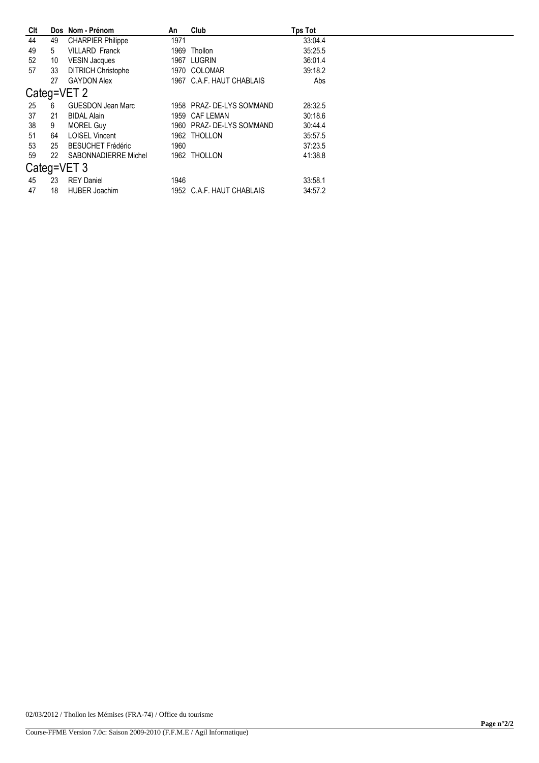| Clt | Dos | Nom - Prénom | An | Club | Tps Tot |
|---|---|---|---|---|---|
| 44 | 49 | CHARPIER Philippe | 1971 | | 33:04.4 |
| 49 | 5 | VILLARD Franck | 1969 | Thollon | 35:25.5 |
| 52 | 10 | VESIN Jacques | 1967 | LUGRIN | 36:01.4 |
| 57 | 33 | DITRICH Christophe | 1970 | COLOMAR | 39:18.2 |
| | 27 | GAYDON Alex | 1967 | C.A.F. HAUT CHABLAIS | Abs |
| **Categ=VET 2** | | | | | |
| 25 | 6 | GUESDON Jean Marc | 1958 | PRAZ- DE-LYS SOMMAND | 28:32.5 |
| 37 | 21 | BIDAL Alain | 1959 | CAF LEMAN | 30:18.6 |
| 38 | 9 | MOREL Guy | 1960 | PRAZ- DE-LYS SOMMAND | 30:44.4 |
| 51 | 64 | LOISEL Vincent | 1962 | THOLLON | 35:57.5 |
| 53 | 25 | BESUCHET Frédéric | 1960 | | 37:23.5 |
| 59 | 22 | SABONNADIERRE Michel | 1962 | THOLLON | 41:38.8 |
| **Categ=VET 3** | | | | | |
| 45 | 23 | REY Daniel | 1946 | | 33:58.1 |
| 47 | 18 | HUBER Joachim | 1952 | C.A.F. HAUT CHABLAIS | 34:57.2 |

02/03/2012 / Thollon les Mémises (FRA-74) / Office du tourisme

Course-FFME Version 7.0c: Saison 2009-2010 (F.F.M.E / Agil Informatique)